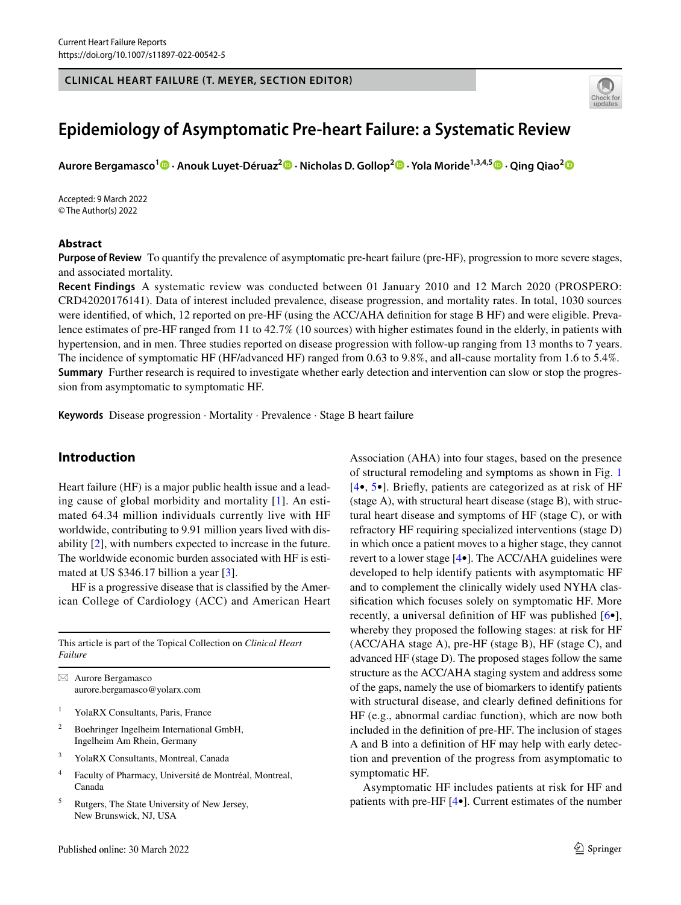CLINICAL HEART FAILURE (T. MEYER, SECTION EDITOR)

# Epidemiology of Asymptomatic Pre-heart Failure: a Systematic Review

**Aurore Bergamasco[1] · Anouk Luyet-Déruaz[2] · Nicholas D. Gollop[2] · Yola Moride[1,3,4,5] · Qing Qiao[2]**

Accepted: 9 March 2022
© The Author(s) 2022

## Abstract

**Purpose of Review** To quantify the prevalence of asymptomatic pre-heart failure (pre-HF), progression to more severe stages, and associated mortality.

**Recent Findings** A systematic review was conducted between 01 January 2010 and 12 March 2020 (PROSPERO: CRD42020176141). Data of interest included prevalence, disease progression, and mortality rates. In total, 1030 sources were identified, of which, 12 reported on pre-HF (using the ACC/AHA definition for stage B HF) and were eligible. Prevalence estimates of pre-HF ranged from 11 to 42.7% (10 sources) with higher estimates found in the elderly, in patients with hypertension, and in men. Three studies reported on disease progression with follow-up ranging from 13 months to 7 years. The incidence of symptomatic HF (HF/advanced HF) ranged from 0.63 to 9.8%, and all-cause mortality from 1.6 to 5.4%.

**Summary** Further research is required to investigate whether early detection and intervention can slow or stop the progression from asymptomatic to symptomatic HF.

**Keywords** Disease progression · Mortality · Prevalence · Stage B heart failure

## Introduction

Heart failure (HF) is a major public health issue and a leading cause of global morbidity and mortality [1]. An estimated 64.34 million individuals currently live with HF worldwide, contributing to 9.91 million years lived with disability [2], with numbers expected to increase in the future. The worldwide economic burden associated with HF is estimated at US $346.17 billion a year [3].

HF is a progressive disease that is classified by the American College of Cardiology (ACC) and American Heart Association (AHA) into four stages, based on the presence of structural remodeling and symptoms as shown in Fig. 1 [4•, 5•]. Briefly, patients are categorized as at risk of HF (stage A), with structural heart disease (stage B), with structural heart disease and symptoms of HF (stage C), or with refractory HF requiring specialized interventions (stage D) in which once a patient moves to a higher stage, they cannot revert to a lower stage [4•]. The ACC/AHA guidelines were developed to help identify patients with asymptomatic HF and to complement the clinically widely used NYHA classification which focuses solely on symptomatic HF. More recently, a universal definition of HF was published [6•], whereby they proposed the following stages: at risk for HF (ACC/AHA stage A), pre-HF (stage B), HF (stage C), and advanced HF (stage D). The proposed stages follow the same structure as the ACC/AHA staging system and address some of the gaps, namely the use of biomarkers to identify patients with structural disease, and clearly defined definitions for HF (e.g., abnormal cardiac function), which are now both included in the definition of pre-HF. The inclusion of stages A and B into a definition of HF may help with early detection and prevention of the progress from asymptomatic to symptomatic HF.

Asymptomatic HF includes patients at risk for HF and patients with pre-HF [4•]. Current estimates of the number

---

This article is part of the Topical Collection on *Clinical Heart Failure*

✉ Aurore Bergamasco
aurore.bergamasco@yolarx.com

1 YolaRX Consultants, Paris, France
2 Boehringer Ingelheim International GmbH, Ingelheim Am Rhein, Germany
3 YolaRX Consultants, Montreal, Canada
4 Faculty of Pharmacy, Université de Montréal, Montreal, Canada
5 Rutgers, The State University of New Jersey, New Brunswick, NJ, USA

Published online: 30 March 2022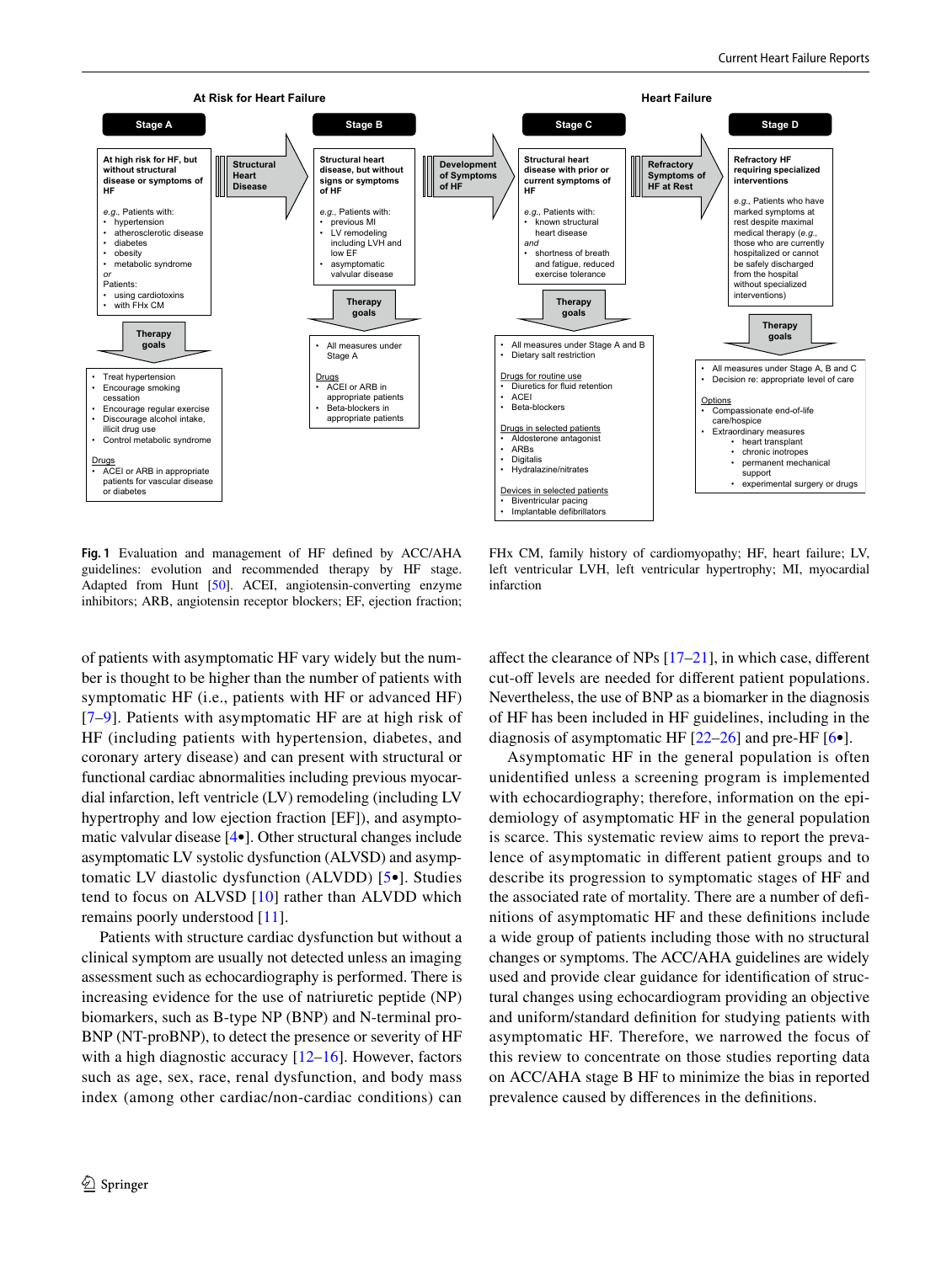**At Risk for Heart Failure** | **Heart Failure**

**Stage A**

At high risk for HF, but without structural disease or symptoms of HF

*e.g.*, Patients with:
- hypertension
- atherosclerotic disease
- diabetes
- obesity
- metabolic syndrome

*or*
Patients:
- using cardiotoxins
- with FHx CM

→ Structural Heart Disease →

**Stage B**

Structural heart disease, but without signs or symptoms of HF

*e.g.*, Patients with:
- previous MI
- LV remodeling including LVH and low EF
- asymptomatic valvular disease

→ Development of Symptoms of HF →

**Stage C**

Structural heart disease with prior or current symptoms of HF

*e.g.*, Patients with:
- known structural heart disease

*and*
- shortness of breath and fatigue, reduced exercise tolerance

→ Refractory Symptoms of HF at Rest →

**Stage D**

Refractory HF requiring specialized interventions

*e.g.*, Patients who have marked symptoms at rest despite maximal medical therapy (*e.g.*, those who are currently hospitalized or cannot be safely discharged from the hospital without specialized interventions)

**Therapy goals (Stage A)**
- Treat hypertension
- Encourage smoking cessation
- Encourage regular exercise
- Discourage alcohol intake, illicit drug use
- Control metabolic syndrome

Drugs
- ACEI or ARB in appropriate patients for vascular disease or diabetes

**Therapy goals (Stage B)**
- All measures under Stage A

Drugs
- ACEI or ARB in appropriate patients
- Beta-blockers in appropriate patients

**Therapy goals (Stage C)**
- All measures under Stage A and B
- Dietary salt restriction

Drugs for routine use
- Diuretics for fluid retention
- ACEI
- Beta-blockers

Drugs in selected patients
- Aldosterone antagonist
- ARBs
- Digitalis
- Hydralazine/nitrates

Devices in selected patients
- Biventricular pacing
- Implantable defibrillators

**Therapy goals (Stage D)**
- All measures under Stage A, B and C
- Decision re: appropriate level of care

Options
- Compassionate end-of-life care/hospice
- Extraordinary measures
  - heart transplant
  - chronic inotropes
  - permanent mechanical support
  - experimental surgery or drugs

**Fig. 1** Evaluation and management of HF defined by ACC/AHA guidelines: evolution and recommended therapy by HF stage. Adapted from Hunt [50]. ACEI, angiotensin-converting enzyme inhibitors; ARB, angiotensin receptor blockers; EF, ejection fraction; FHx CM, family history of cardiomyopathy; HF, heart failure; LV, left ventricular LVH, left ventricular hypertrophy; MI, myocardial infarction

of patients with asymptomatic HF vary widely but the number is thought to be higher than the number of patients with symptomatic HF (i.e., patients with HF or advanced HF) [7–9]. Patients with asymptomatic HF are at high risk of HF (including patients with hypertension, diabetes, and coronary artery disease) and can present with structural or functional cardiac abnormalities including previous myocardial infarction, left ventricle (LV) remodeling (including LV hypertrophy and low ejection fraction [EF]), and asymptomatic valvular disease [4•]. Other structural changes include asymptomatic LV systolic dysfunction (ALVSD) and asymptomatic LV diastolic dysfunction (ALVDD) [5•]. Studies tend to focus on ALVSD [10] rather than ALVDD which remains poorly understood [11].

Patients with structure cardiac dysfunction but without a clinical symptom are usually not detected unless an imaging assessment such as echocardiography is performed. There is increasing evidence for the use of natriuretic peptide (NP) biomarkers, such as B-type NP (BNP) and N-terminal pro-BNP (NT-proBNP), to detect the presence or severity of HF with a high diagnostic accuracy [12–16]. However, factors such as age, sex, race, renal dysfunction, and body mass index (among other cardiac/non-cardiac conditions) can affect the clearance of NPs [17–21], in which case, different cut-off levels are needed for different patient populations. Nevertheless, the use of BNP as a biomarker in the diagnosis of HF has been included in HF guidelines, including in the diagnosis of asymptomatic HF [22–26] and pre-HF [6•].

Asymptomatic HF in the general population is often unidentified unless a screening program is implemented with echocardiography; therefore, information on the epidemiology of asymptomatic HF in the general population is scarce. This systematic review aims to report the prevalence of asymptomatic in different patient groups and to describe its progression to symptomatic stages of HF and the associated rate of mortality. There are a number of definitions of asymptomatic HF and these definitions include a wide group of patients including those with no structural changes or symptoms. The ACC/AHA guidelines are widely used and provide clear guidance for identification of structural changes using echocardiogram providing an objective and uniform/standard definition for studying patients with asymptomatic HF. Therefore, we narrowed the focus of this review to concentrate on those studies reporting data on ACC/AHA stage B HF to minimize the bias in reported prevalence caused by differences in the definitions.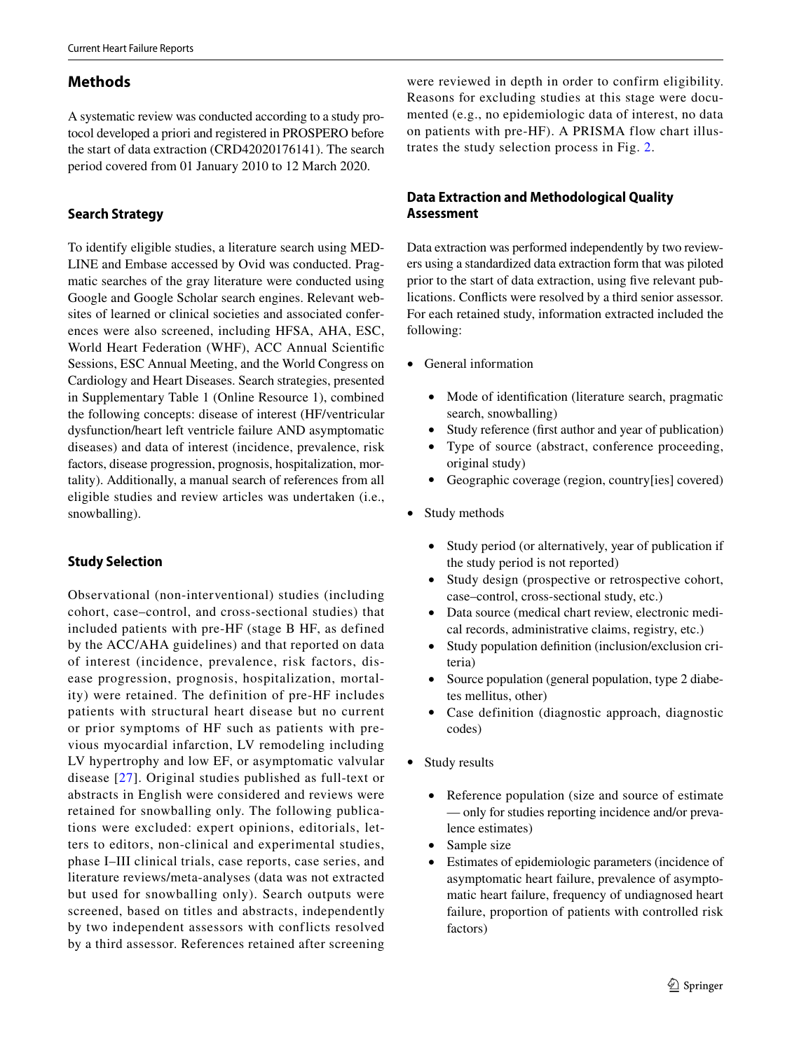## Methods

A systematic review was conducted according to a study protocol developed a priori and registered in PROSPERO before the start of data extraction (CRD42020176141). The search period covered from 01 January 2010 to 12 March 2020.

### Search Strategy

To identify eligible studies, a literature search using MEDLINE and Embase accessed by Ovid was conducted. Pragmatic searches of the gray literature were conducted using Google and Google Scholar search engines. Relevant websites of learned or clinical societies and associated conferences were also screened, including HFSA, AHA, ESC, World Heart Federation (WHF), ACC Annual Scientific Sessions, ESC Annual Meeting, and the World Congress on Cardiology and Heart Diseases. Search strategies, presented in Supplementary Table 1 (Online Resource 1), combined the following concepts: disease of interest (HF/ventricular dysfunction/heart left ventricle failure AND asymptomatic diseases) and data of interest (incidence, prevalence, risk factors, disease progression, prognosis, hospitalization, mortality). Additionally, a manual search of references from all eligible studies and review articles was undertaken (i.e., snowballing).

### Study Selection

Observational (non-interventional) studies (including cohort, case–control, and cross-sectional studies) that included patients with pre-HF (stage B HF, as defined by the ACC/AHA guidelines) and that reported on data of interest (incidence, prevalence, risk factors, disease progression, prognosis, hospitalization, mortality) were retained. The definition of pre-HF includes patients with structural heart disease but no current or prior symptoms of HF such as patients with previous myocardial infarction, LV remodeling including LV hypertrophy and low EF, or asymptomatic valvular disease [27]. Original studies published as full-text or abstracts in English were considered and reviews were retained for snowballing only. The following publications were excluded: expert opinions, editorials, letters to editors, non-clinical and experimental studies, phase I–III clinical trials, case reports, case series, and literature reviews/meta-analyses (data was not extracted but used for snowballing only). Search outputs were screened, based on titles and abstracts, independently by two independent assessors with conflicts resolved by a third assessor. References retained after screening were reviewed in depth in order to confirm eligibility. Reasons for excluding studies at this stage were documented (e.g., no epidemiologic data of interest, no data on patients with pre-HF). A PRISMA flow chart illustrates the study selection process in Fig. 2.

### Data Extraction and Methodological Quality Assessment

Data extraction was performed independently by two reviewers using a standardized data extraction form that was piloted prior to the start of data extraction, using five relevant publications. Conflicts were resolved by a third senior assessor. For each retained study, information extracted included the following:

- General information
  - Mode of identification (literature search, pragmatic search, snowballing)
  - Study reference (first author and year of publication)
  - Type of source (abstract, conference proceeding, original study)
  - Geographic coverage (region, country[ies] covered)
- Study methods
  - Study period (or alternatively, year of publication if the study period is not reported)
  - Study design (prospective or retrospective cohort, case–control, cross-sectional study, etc.)
  - Data source (medical chart review, electronic medical records, administrative claims, registry, etc.)
  - Study population definition (inclusion/exclusion criteria)
  - Source population (general population, type 2 diabetes mellitus, other)
  - Case definition (diagnostic approach, diagnostic codes)
- Study results
  - Reference population (size and source of estimate — only for studies reporting incidence and/or prevalence estimates)
  - Sample size
  - Estimates of epidemiologic parameters (incidence of asymptomatic heart failure, prevalence of asymptomatic heart failure, frequency of undiagnosed heart failure, proportion of patients with controlled risk factors)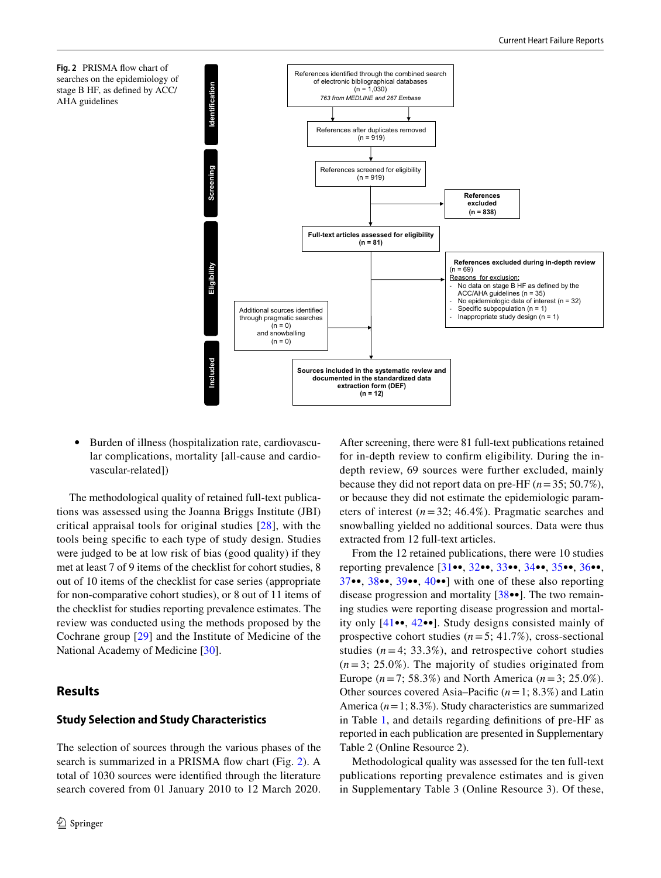**Fig. 2** PRISMA flow chart of searches on the epidemiology of stage B HF, as defined by ACC/AHA guidelines

**Identification**

References identified through the combined search of electronic bibliographical databases (n = 1,030)
*763 from MEDLINE and 267 Embase*

References after duplicates removed (n = 919)

**Screening**

References screened for eligibility (n = 919)

**References excluded (n = 838)**

**Eligibility**

**Full-text articles assessed for eligibility (n = 81)**

**References excluded during in-depth review** (n = 69)
Reasons for exclusion:
- No data on stage B HF as defined by the ACC/AHA guidelines (n = 35)
- No epidemiologic data of interest (n = 32)
- Specific subpopulation (n = 1)
- Inappropriate study design (n = 1)

Additional sources identified through pragmatic searches (n = 0) and snowballing (n = 0)

**Included**

**Sources included in the systematic review and documented in the standardized data extraction form (DEF) (n = 12)**

- Burden of illness (hospitalization rate, cardiovascular complications, mortality [all-cause and cardiovascular-related])

The methodological quality of retained full-text publications was assessed using the Joanna Briggs Institute (JBI) critical appraisal tools for original studies [28], with the tools being specific to each type of study design. Studies were judged to be at low risk of bias (good quality) if they met at least 7 of 9 items of the checklist for cohort studies, 8 out of 10 items of the checklist for case series (appropriate for non-comparative cohort studies), or 8 out of 11 items of the checklist for studies reporting prevalence estimates. The review was conducted using the methods proposed by the Cochrane group [29] and the Institute of Medicine of the National Academy of Medicine [30].

## Results

### Study Selection and Study Characteristics

The selection of sources through the various phases of the search is summarized in a PRISMA flow chart (Fig. 2). A total of 1030 sources were identified through the literature search covered from 01 January 2010 to 12 March 2020. After screening, there were 81 full-text publications retained for in-depth review to confirm eligibility. During the in-depth review, 69 sources were further excluded, mainly because they did not report data on pre-HF ($n = 35$; 50.7%), or because they did not estimate the epidemiologic parameters of interest ($n = 32$; 46.4%). Pragmatic searches and snowballing yielded no additional sources. Data were thus extracted from 12 full-text articles.

From the 12 retained publications, there were 10 studies reporting prevalence [31••, 32••, 33••, 34••, 35••, 36••, 37••, 38••, 39••, 40••] with one of these also reporting disease progression and mortality [38••]. The two remaining studies were reporting disease progression and mortality only [41••, 42••]. Study designs consisted mainly of prospective cohort studies ($n = 5$; 41.7%), cross-sectional studies ($n = 4$; 33.3%), and retrospective cohort studies ($n = 3$; 25.0%). The majority of studies originated from Europe ($n = 7$; 58.3%) and North America ($n = 3$; 25.0%). Other sources covered Asia–Pacific ($n = 1$; 8.3%) and Latin America ($n = 1$; 8.3%). Study characteristics are summarized in Table 1, and details regarding definitions of pre-HF as reported in each publication are presented in Supplementary Table 2 (Online Resource 2).

Methodological quality was assessed for the ten full-text publications reporting prevalence estimates and is given in Supplementary Table 3 (Online Resource 3). Of these,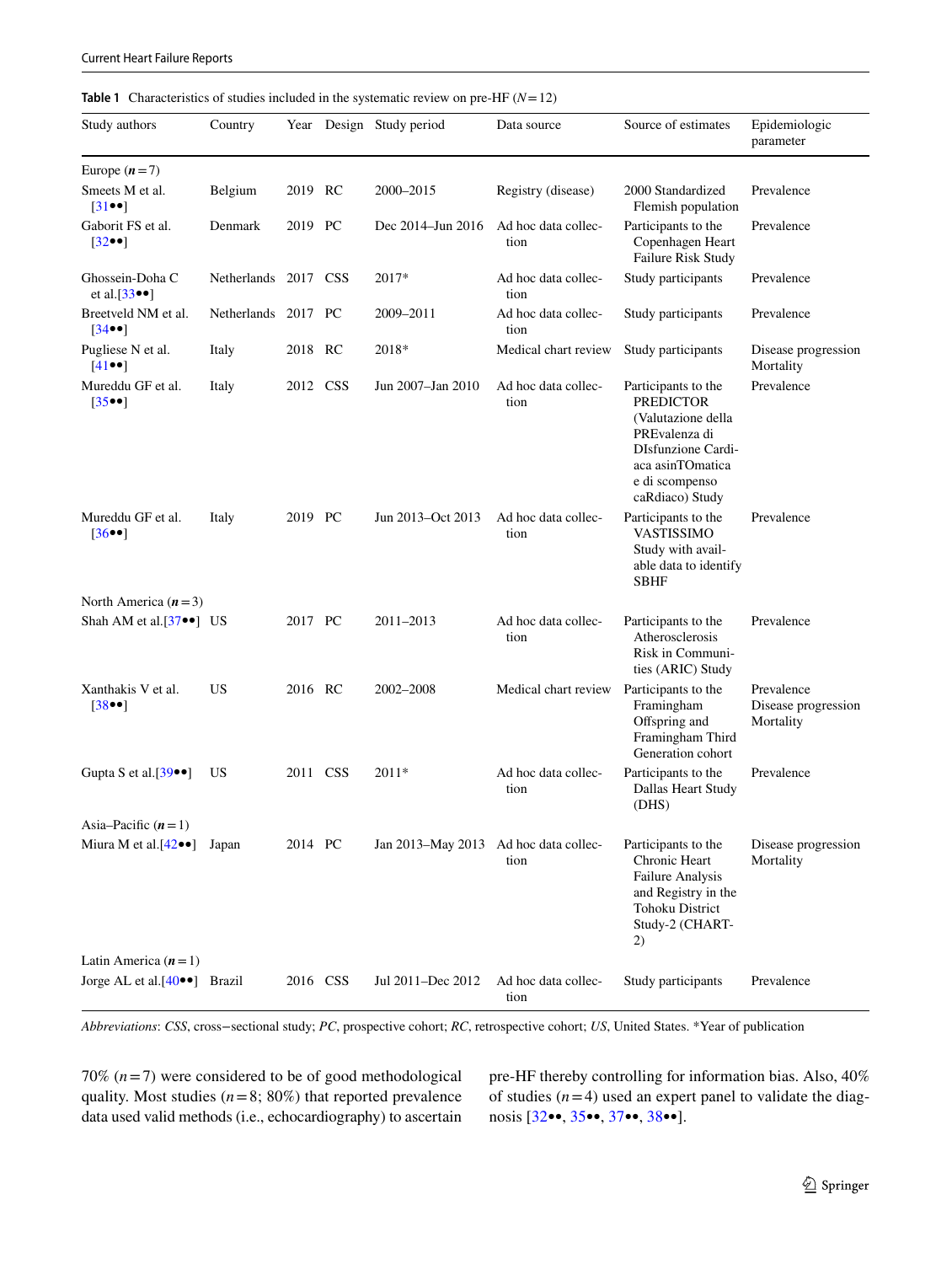**Table 1** Characteristics of studies included in the systematic review on pre-HF ($N=12$)

| Study authors | Country | Year | Design | Study period | Data source | Source of estimates | Epidemiologic parameter |
|---|---|---|---|---|---|---|---|
| Europe (***n*** = 7) | | | | | | | |
| Smeets M et al. [31••] | Belgium | 2019 | RC | 2000–2015 | Registry (disease) | 2000 Standardized Flemish population | Prevalence |
| Gaborit FS et al. [32••] | Denmark | 2019 | PC | Dec 2014–Jun 2016 | Ad hoc data collection | Participants to the Copenhagen Heart Failure Risk Study | Prevalence |
| Ghossein-Doha C et al.[33••] | Netherlands | 2017 | CSS | 2017* | Ad hoc data collection | Study participants | Prevalence |
| Breetveld NM et al. [34••] | Netherlands | 2017 | PC | 2009–2011 | Ad hoc data collection | Study participants | Prevalence |
| Pugliese N et al. [41••] | Italy | 2018 | RC | 2018* | Medical chart review | Study participants | Disease progression Mortality |
| Mureddu GF et al. [35••] | Italy | 2012 | CSS | Jun 2007–Jan 2010 | Ad hoc data collection | Participants to the PREDICTOR (Valutazione della PREvalenza di DIsfunzione Cardiaca asinTOmatica e di scompenso caRdiaco) Study | Prevalence |
| Mureddu GF et al. [36••] | Italy | 2019 | PC | Jun 2013–Oct 2013 | Ad hoc data collection | Participants to the VASTISSIMO Study with available data to identify SBHF | Prevalence |
| North America (***n*** = 3) | | | | | | | |
| Shah AM et al.[37••] | US | 2017 | PC | 2011–2013 | Ad hoc data collection | Participants to the Atherosclerosis Risk in Communities (ARIC) Study | Prevalence |
| Xanthakis V et al. [38••] | US | 2016 | RC | 2002–2008 | Medical chart review | Participants to the Framingham Offspring and Framingham Third Generation cohort | Prevalence Disease progression Mortality |
| Gupta S et al.[39••] | US | 2011 | CSS | 2011* | Ad hoc data collection | Participants to the Dallas Heart Study (DHS) | Prevalence |
| Asia–Pacific (***n*** = 1) | | | | | | | |
| Miura M et al.[42••] | Japan | 2014 | PC | Jan 2013–May 2013 | Ad hoc data collection | Participants to the Chronic Heart Failure Analysis and Registry in the Tohoku District Study-2 (CHART-2) | Disease progression Mortality |
| Latin America (***n*** = 1) | | | | | | | |
| Jorge AL et al.[40••] | Brazil | 2016 | CSS | Jul 2011–Dec 2012 | Ad hoc data collection | Study participants | Prevalence |

*Abbreviations*: *CSS*, cross−sectional study; *PC*, prospective cohort; *RC*, retrospective cohort; *US*, United States. *Year of publication

70% ($n=7$) were considered to be of good methodological quality. Most studies ($n=8$; 80%) that reported prevalence data used valid methods (i.e., echocardiography) to ascertain pre-HF thereby controlling for information bias. Also, 40% of studies ($n=4$) used an expert panel to validate the diagnosis [32••, 35••, 37••, 38••].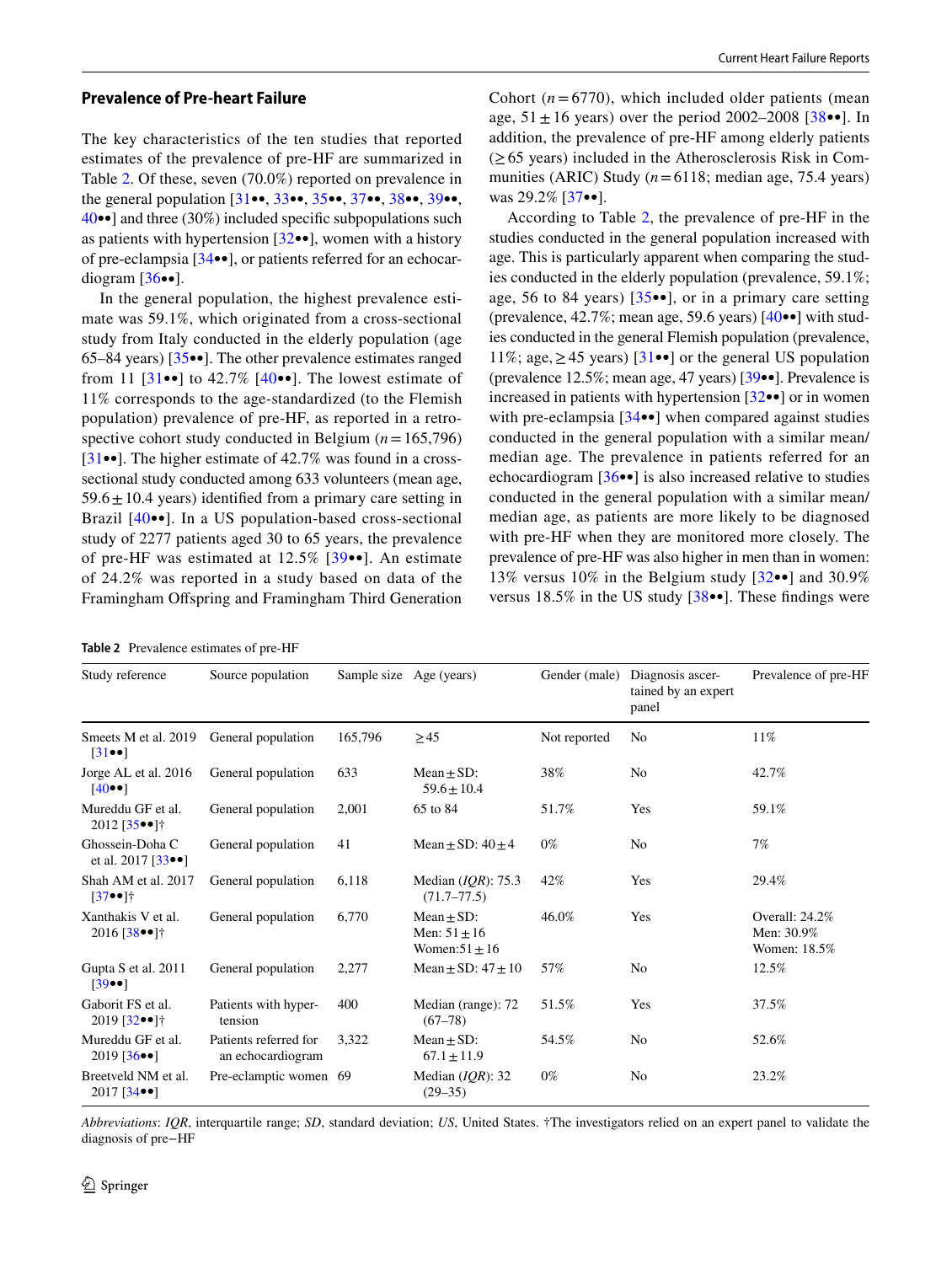## Prevalence of Pre-heart Failure

The key characteristics of the ten studies that reported estimates of the prevalence of pre-HF are summarized in Table 2. Of these, seven (70.0%) reported on prevalence in the general population [31••, 33••, 35••, 37••, 38••, 39••, 40••] and three (30%) included specific subpopulations such as patients with hypertension [32••], women with a history of pre-eclampsia [34••], or patients referred for an echocardiogram [36••].

In the general population, the highest prevalence estimate was 59.1%, which originated from a cross-sectional study from Italy conducted in the elderly population (age 65–84 years) [35••]. The other prevalence estimates ranged from 11 [31••] to 42.7% [40••]. The lowest estimate of 11% corresponds to the age-standardized (to the Flemish population) prevalence of pre-HF, as reported in a retrospective cohort study conducted in Belgium ($n = 165{,}796$) [31••]. The higher estimate of 42.7% was found in a cross-sectional study conducted among 633 volunteers (mean age, $59.6 \pm 10.4$ years) identified from a primary care setting in Brazil [40••]. In a US population-based cross-sectional study of 2277 patients aged 30 to 65 years, the prevalence of pre-HF was estimated at 12.5% [39••]. An estimate of 24.2% was reported in a study based on data of the Framingham Offspring and Framingham Third Generation Cohort ($n = 6770$), which included older patients (mean age, $51 \pm 16$ years) over the period 2002–2008 [38••]. In addition, the prevalence of pre-HF among elderly patients (≥ 65 years) included in the Atherosclerosis Risk in Communities (ARIC) Study ($n = 6118$; median age, 75.4 years) was 29.2% [37••].

According to Table 2, the prevalence of pre-HF in the studies conducted in the general population increased with age. This is particularly apparent when comparing the studies conducted in the elderly population (prevalence, 59.1%; age, 56 to 84 years) [35••], or in a primary care setting (prevalence, 42.7%; mean age, 59.6 years) [40••] with studies conducted in the general Flemish population (prevalence, 11%; age, ≥ 45 years) [31••] or the general US population (prevalence 12.5%; mean age, 47 years) [39••]. Prevalence is increased in patients with hypertension [32••] or in women with pre-eclampsia [34••] when compared against studies conducted in the general population with a similar mean/median age. The prevalence in patients referred for an echocardiogram [36••] is also increased relative to studies conducted in the general population with a similar mean/median age, as patients are more likely to be diagnosed with pre-HF when they are monitored more closely. The prevalence of pre-HF was also higher in men than in women: 13% versus 10% in the Belgium study [32••] and 30.9% versus 18.5% in the US study [38••]. These findings were

**Table 2** Prevalence estimates of pre-HF

| Study reference | Source population | Sample size | Age (years) | Gender (male) | Diagnosis ascertained by an expert panel | Prevalence of pre-HF |
|---|---|---|---|---|---|---|
| Smeets M et al. 2019 [31••] | General population | 165,796 | ≥ 45 | Not reported | No | 11% |
| Jorge AL et al. 2016 [40••] | General population | 633 | Mean ± SD: 59.6 ± 10.4 | 38% | No | 42.7% |
| Mureddu GF et al. 2012 [35••]† | General population | 2,001 | 65 to 84 | 51.7% | Yes | 59.1% |
| Ghossein-Doha C et al. 2017 [33••] | General population | 41 | Mean ± SD: 40 ± 4 | 0% | No | 7% |
| Shah AM et al. 2017 [37••]† | General population | 6,118 | Median (*IQR*): 75.3 (71.7–77.5) | 42% | Yes | 29.4% |
| Xanthakis V et al. 2016 [38••]† | General population | 6,770 | Mean ± SD: Men: 51 ± 16 Women: 51 ± 16 | 46.0% | Yes | Overall: 24.2% Men: 30.9% Women: 18.5% |
| Gupta S et al. 2011 [39••] | General population | 2,277 | Mean ± SD: 47 ± 10 | 57% | No | 12.5% |
| Gaborit FS et al. 2019 [32••]† | Patients with hypertension | 400 | Median (range): 72 (67–78) | 51.5% | Yes | 37.5% |
| Mureddu GF et al. 2019 [36••] | Patients referred for an echocardiogram | 3,322 | Mean ± SD: 67.1 ± 11.9 | 54.5% | No | 52.6% |
| Breetveld NM et al. 2017 [34••] | Pre-eclamptic women | 69 | Median (*IQR*): 32 (29–35) | 0% | No | 23.2% |

*Abbreviations*: *IQR*, interquartile range; *SD*, standard deviation; *US*, United States. †The investigators relied on an expert panel to validate the diagnosis of pre−HF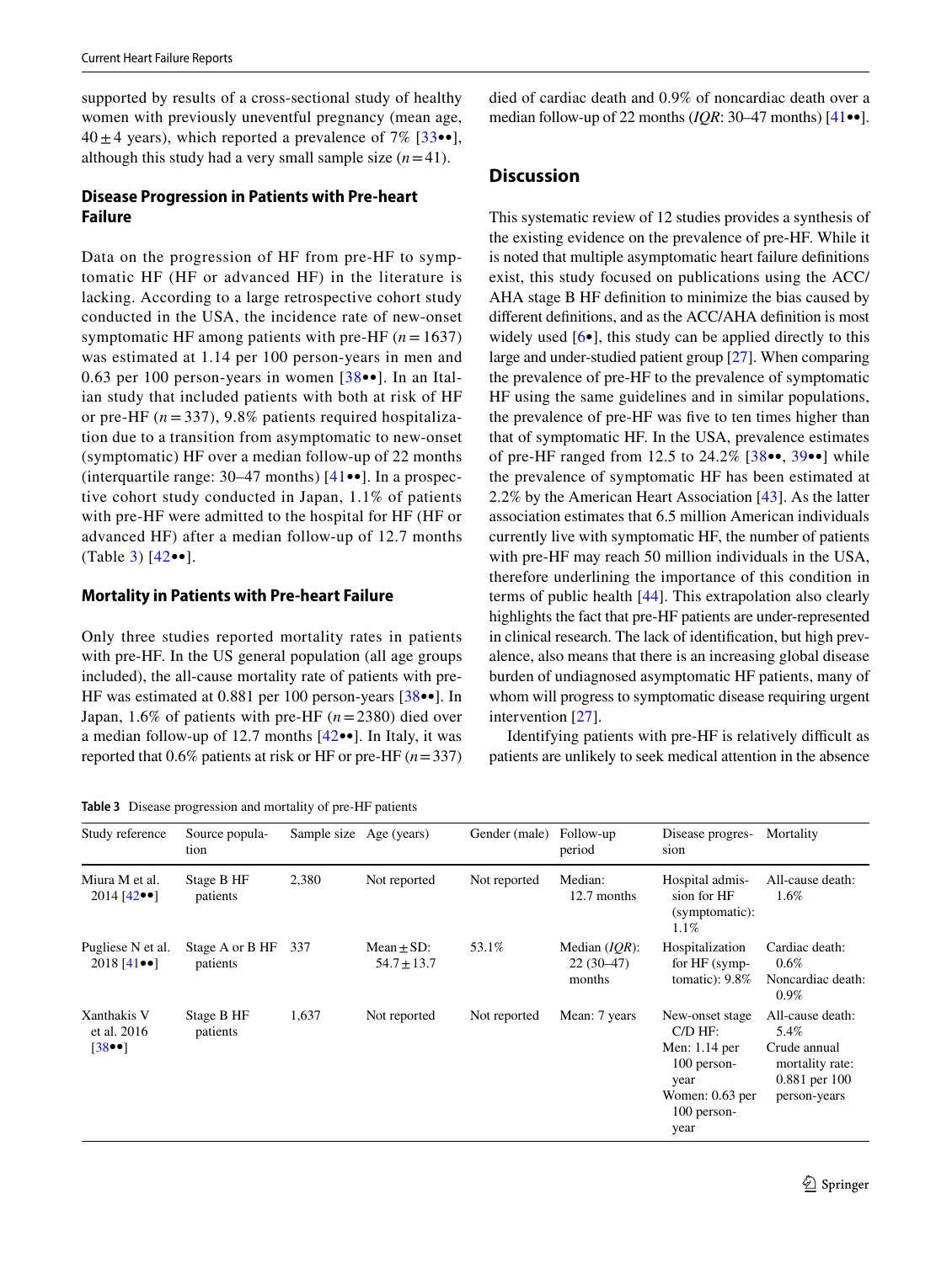supported by results of a cross-sectional study of healthy women with previously uneventful pregnancy (mean age, 40 ± 4 years), which reported a prevalence of 7% [33••], although this study had a very small sample size (*n* = 41).

### Disease Progression in Patients with Pre-heart Failure

Data on the progression of HF from pre-HF to symptomatic HF (HF or advanced HF) in the literature is lacking. According to a large retrospective cohort study conducted in the USA, the incidence rate of new-onset symptomatic HF among patients with pre-HF (*n* = 1637) was estimated at 1.14 per 100 person-years in men and 0.63 per 100 person-years in women [38••]. In an Italian study that included patients with both at risk of HF or pre-HF (*n* = 337), 9.8% patients required hospitalization due to a transition from asymptomatic to new-onset (symptomatic) HF over a median follow-up of 22 months (interquartile range: 30–47 months) [41••]. In a prospective cohort study conducted in Japan, 1.1% of patients with pre-HF were admitted to the hospital for HF (HF or advanced HF) after a median follow-up of 12.7 months (Table 3) [42••].

### Mortality in Patients with Pre-heart Failure

Only three studies reported mortality rates in patients with pre-HF. In the US general population (all age groups included), the all-cause mortality rate of patients with pre-HF was estimated at 0.881 per 100 person-years [38••]. In Japan, 1.6% of patients with pre-HF (*n* = 2380) died over a median follow-up of 12.7 months [42••]. In Italy, it was reported that 0.6% patients at risk or HF or pre-HF (*n* = 337) died of cardiac death and 0.9% of noncardiac death over a median follow-up of 22 months (*IQR*: 30–47 months) [41••].

## Discussion

This systematic review of 12 studies provides a synthesis of the existing evidence on the prevalence of pre-HF. While it is noted that multiple asymptomatic heart failure definitions exist, this study focused on publications using the ACC/AHA stage B HF definition to minimize the bias caused by different definitions, and as the ACC/AHA definition is most widely used [6•], this study can be applied directly to this large and under-studied patient group [27]. When comparing the prevalence of pre-HF to the prevalence of symptomatic HF using the same guidelines and in similar populations, the prevalence of pre-HF was five to ten times higher than that of symptomatic HF. In the USA, prevalence estimates of pre-HF ranged from 12.5 to 24.2% [38••, 39••] while the prevalence of symptomatic HF has been estimated at 2.2% by the American Heart Association [43]. As the latter association estimates that 6.5 million American individuals currently live with symptomatic HF, the number of patients with pre-HF may reach 50 million individuals in the USA, therefore underlining the importance of this condition in terms of public health [44]. This extrapolation also clearly highlights the fact that pre-HF patients are under-represented in clinical research. The lack of identification, but high prevalence, also means that there is an increasing global disease burden of undiagnosed asymptomatic HF patients, many of whom will progress to symptomatic disease requiring urgent intervention [27].

Identifying patients with pre-HF is relatively difficult as patients are unlikely to seek medical attention in the absence

**Table 3** Disease progression and mortality of pre-HF patients

| Study reference | Source population | Sample size | Age (years) | Gender (male) | Follow-up period | Disease progression | Mortality |
|---|---|---|---|---|---|---|---|
| Miura M et al. 2014 [42••] | Stage B HF patients | 2,380 | Not reported | Not reported | Median: 12.7 months | Hospital admission for HF (symptomatic): 1.1% | All-cause death: 1.6% |
| Pugliese N et al. 2018 [41••] | Stage A or B HF patients | 337 | Mean ± SD: 54.7 ± 13.7 | 53.1% | Median (*IQR*): 22 (30–47) months | Hospitalization for HF (symptomatic): 9.8% | Cardiac death: 0.6%<br>Noncardiac death: 0.9% |
| Xanthakis V et al. 2016 [38••] | Stage B HF patients | 1,637 | Not reported | Not reported | Mean: 7 years | New-onset stage C/D HF:<br>Men: 1.14 per 100 person-year<br>Women: 0.63 per 100 person-year | All-cause death: 5.4%<br>Crude annual mortality rate: 0.881 per 100 person-years |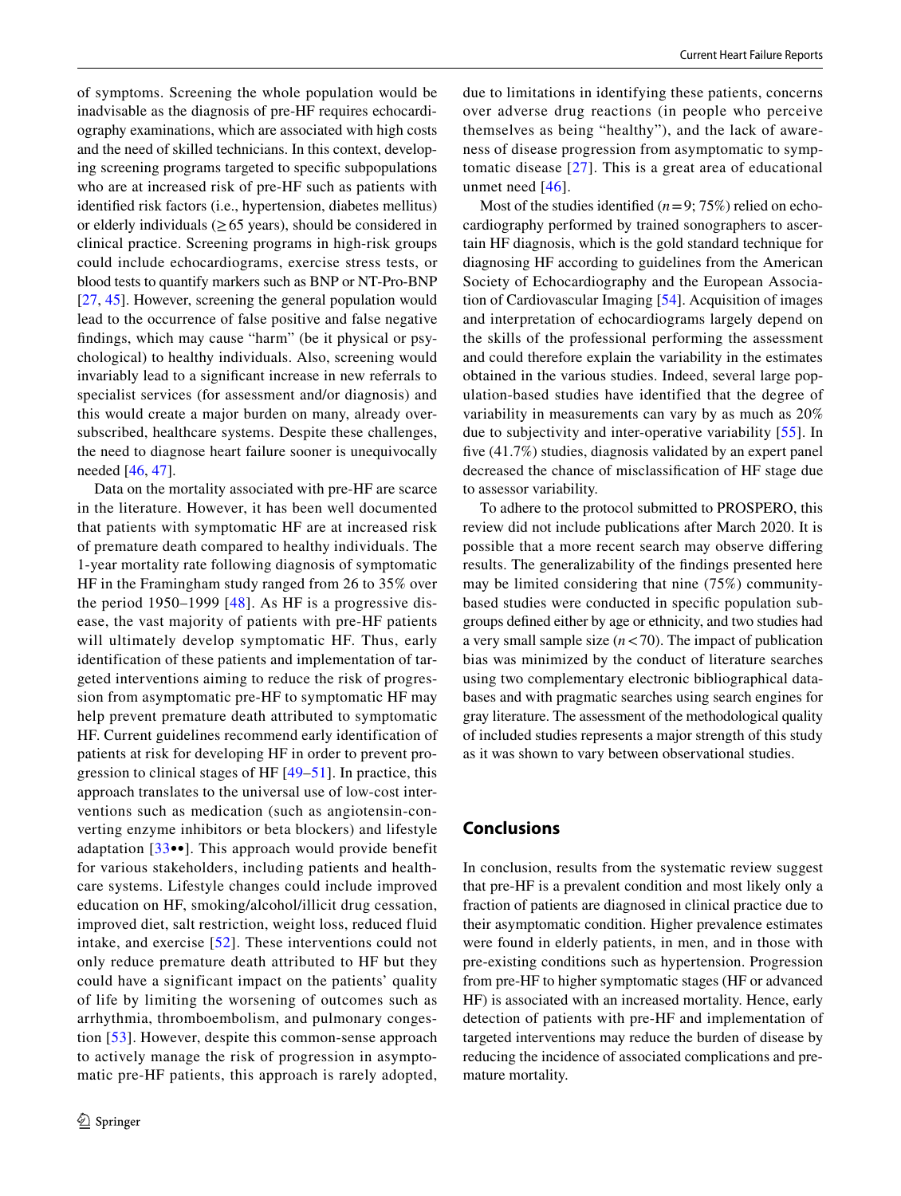of symptoms. Screening the whole population would be inadvisable as the diagnosis of pre-HF requires echocardiography examinations, which are associated with high costs and the need of skilled technicians. In this context, developing screening programs targeted to specific subpopulations who are at increased risk of pre-HF such as patients with identified risk factors (i.e., hypertension, diabetes mellitus) or elderly individuals (≥ 65 years), should be considered in clinical practice. Screening programs in high-risk groups could include echocardiograms, exercise stress tests, or blood tests to quantify markers such as BNP or NT-Pro-BNP [27, 45]. However, screening the general population would lead to the occurrence of false positive and false negative findings, which may cause "harm" (be it physical or psychological) to healthy individuals. Also, screening would invariably lead to a significant increase in new referrals to specialist services (for assessment and/or diagnosis) and this would create a major burden on many, already oversubscribed, healthcare systems. Despite these challenges, the need to diagnose heart failure sooner is unequivocally needed [46, 47].

Data on the mortality associated with pre-HF are scarce in the literature. However, it has been well documented that patients with symptomatic HF are at increased risk of premature death compared to healthy individuals. The 1-year mortality rate following diagnosis of symptomatic HF in the Framingham study ranged from 26 to 35% over the period 1950–1999 [48]. As HF is a progressive disease, the vast majority of patients with pre-HF patients will ultimately develop symptomatic HF. Thus, early identification of these patients and implementation of targeted interventions aiming to reduce the risk of progression from asymptomatic pre-HF to symptomatic HF may help prevent premature death attributed to symptomatic HF. Current guidelines recommend early identification of patients at risk for developing HF in order to prevent progression to clinical stages of HF [49–51]. In practice, this approach translates to the universal use of low-cost interventions such as medication (such as angiotensin-converting enzyme inhibitors or beta blockers) and lifestyle adaptation [33••]. This approach would provide benefit for various stakeholders, including patients and healthcare systems. Lifestyle changes could include improved education on HF, smoking/alcohol/illicit drug cessation, improved diet, salt restriction, weight loss, reduced fluid intake, and exercise [52]. These interventions could not only reduce premature death attributed to HF but they could have a significant impact on the patients' quality of life by limiting the worsening of outcomes such as arrhythmia, thromboembolism, and pulmonary congestion [53]. However, despite this common-sense approach to actively manage the risk of progression in asymptomatic pre-HF patients, this approach is rarely adopted, due to limitations in identifying these patients, concerns over adverse drug reactions (in people who perceive themselves as being "healthy"), and the lack of awareness of disease progression from asymptomatic to symptomatic disease [27]. This is a great area of educational unmet need [46].

Most of the studies identified ($n = 9$; 75%) relied on echocardiography performed by trained sonographers to ascertain HF diagnosis, which is the gold standard technique for diagnosing HF according to guidelines from the American Society of Echocardiography and the European Association of Cardiovascular Imaging [54]. Acquisition of images and interpretation of echocardiograms largely depend on the skills of the professional performing the assessment and could therefore explain the variability in the estimates obtained in the various studies. Indeed, several large population-based studies have identified that the degree of variability in measurements can vary by as much as 20% due to subjectivity and inter-operative variability [55]. In five (41.7%) studies, diagnosis validated by an expert panel decreased the chance of misclassification of HF stage due to assessor variability.

To adhere to the protocol submitted to PROSPERO, this review did not include publications after March 2020. It is possible that a more recent search may observe differing results. The generalizability of the findings presented here may be limited considering that nine (75%) community-based studies were conducted in specific population subgroups defined either by age or ethnicity, and two studies had a very small sample size ($n < 70$). The impact of publication bias was minimized by the conduct of literature searches using two complementary electronic bibliographical databases and with pragmatic searches using search engines for gray literature. The assessment of the methodological quality of included studies represents a major strength of this study as it was shown to vary between observational studies.

## Conclusions

In conclusion, results from the systematic review suggest that pre-HF is a prevalent condition and most likely only a fraction of patients are diagnosed in clinical practice due to their asymptomatic condition. Higher prevalence estimates were found in elderly patients, in men, and in those with pre-existing conditions such as hypertension. Progression from pre-HF to higher symptomatic stages (HF or advanced HF) is associated with an increased mortality. Hence, early detection of patients with pre-HF and implementation of targeted interventions may reduce the burden of disease by reducing the incidence of associated complications and premature mortality.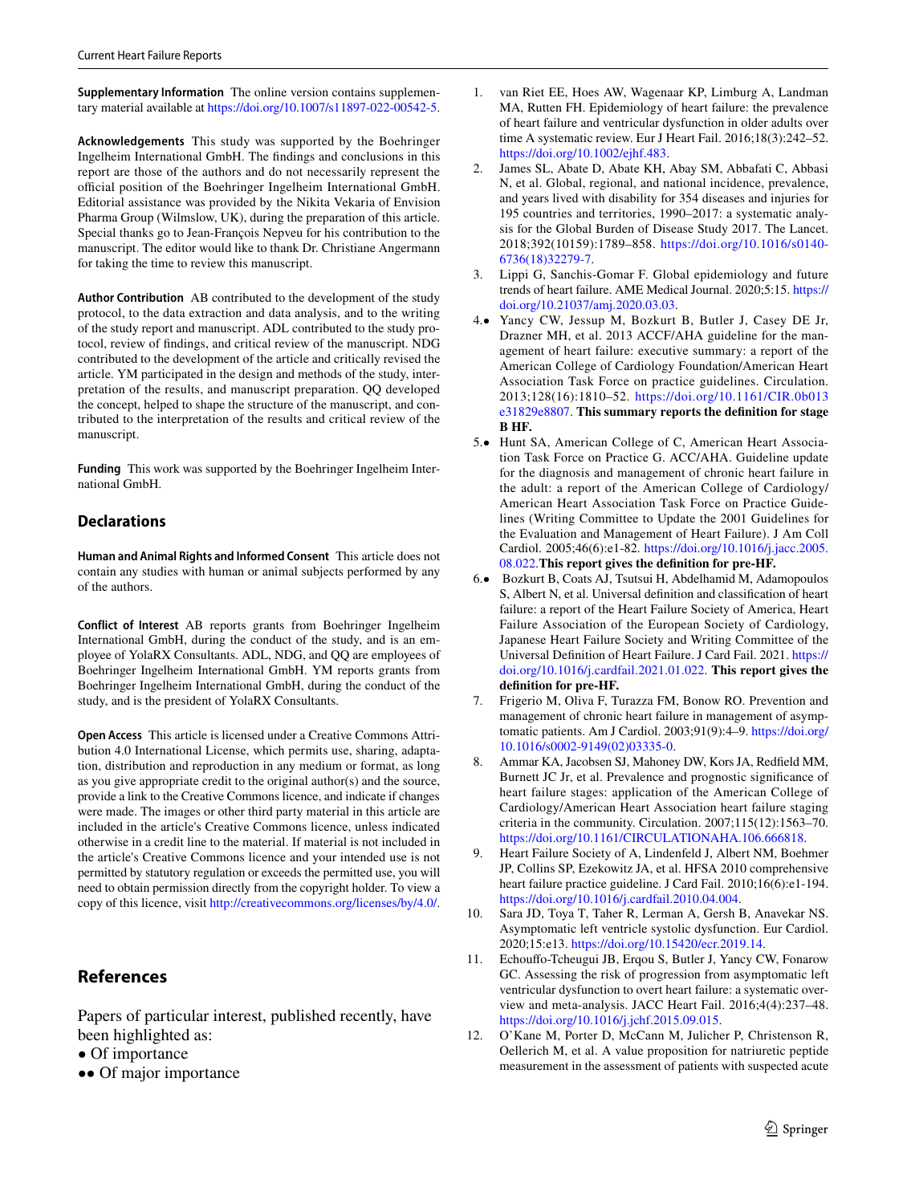**Supplementary Information** The online version contains supplementary material available at https://doi.org/10.1007/s11897-022-00542-5.

**Acknowledgements** This study was supported by the Boehringer Ingelheim International GmbH. The findings and conclusions in this report are those of the authors and do not necessarily represent the official position of the Boehringer Ingelheim International GmbH. Editorial assistance was provided by the Nikita Vekaria of Envision Pharma Group (Wilmslow, UK), during the preparation of this article. Special thanks go to Jean-François Nepveu for his contribution to the manuscript. The editor would like to thank Dr. Christiane Angermann for taking the time to review this manuscript.

**Author Contribution** AB contributed to the development of the study protocol, to the data extraction and data analysis, and to the writing of the study report and manuscript. ADL contributed to the study protocol, review of findings, and critical review of the manuscript. NDG contributed to the development of the article and critically revised the article. YM participated in the design and methods of the study, interpretation of the results, and manuscript preparation. QQ developed the concept, helped to shape the structure of the manuscript, and contributed to the interpretation of the results and critical review of the manuscript.

**Funding** This work was supported by the Boehringer Ingelheim International GmbH.

## Declarations

**Human and Animal Rights and Informed Consent** This article does not contain any studies with human or animal subjects performed by any of the authors.

**Conflict of Interest** AB reports grants from Boehringer Ingelheim International GmbH, during the conduct of the study, and is an employee of YolaRX Consultants. ADL, NDG, and QQ are employees of Boehringer Ingelheim International GmbH. YM reports grants from Boehringer Ingelheim International GmbH, during the conduct of the study, and is the president of YolaRX Consultants.

**Open Access** This article is licensed under a Creative Commons Attribution 4.0 International License, which permits use, sharing, adaptation, distribution and reproduction in any medium or format, as long as you give appropriate credit to the original author(s) and the source, provide a link to the Creative Commons licence, and indicate if changes were made. The images or other third party material in this article are included in the article's Creative Commons licence, unless indicated otherwise in a credit line to the material. If material is not included in the article's Creative Commons licence and your intended use is not permitted by statutory regulation or exceeds the permitted use, you will need to obtain permission directly from the copyright holder. To view a copy of this licence, visit http://creativecommons.org/licenses/by/4.0/.

## References

Papers of particular interest, published recently, have been highlighted as:
• Of importance
•• Of major importance

1. van Riet EE, Hoes AW, Wagenaar KP, Limburg A, Landman MA, Rutten FH. Epidemiology of heart failure: the prevalence of heart failure and ventricular dysfunction in older adults over time A systematic review. Eur J Heart Fail. 2016;18(3):242–52. https://doi.org/10.1002/ejhf.483.
2. James SL, Abate D, Abate KH, Abay SM, Abbafati C, Abbasi N, et al. Global, regional, and national incidence, prevalence, and years lived with disability for 354 diseases and injuries for 195 countries and territories, 1990–2017: a systematic analysis for the Global Burden of Disease Study 2017. The Lancet. 2018;392(10159):1789–858. https://doi.org/10.1016/s0140-6736(18)32279-7.
3. Lippi G, Sanchis-Gomar F. Global epidemiology and future trends of heart failure. AME Medical Journal. 2020;5:15. https://doi.org/10.21037/amj.2020.03.03.
4. • Yancy CW, Jessup M, Bozkurt B, Butler J, Casey DE Jr, Drazner MH, et al. 2013 ACCF/AHA guideline for the management of heart failure: executive summary: a report of the American College of Cardiology Foundation/American Heart Association Task Force on practice guidelines. Circulation. 2013;128(16):1810–52. https://doi.org/10.1161/CIR.0b013e31829e8807. **This summary reports the definition for stage B HF.**
5. • Hunt SA, American College of C, American Heart Association Task Force on Practice G. ACC/AHA. Guideline update for the diagnosis and management of chronic heart failure in the adult: a report of the American College of Cardiology/American Heart Association Task Force on Practice Guidelines (Writing Committee to Update the 2001 Guidelines for the Evaluation and Management of Heart Failure). J Am Coll Cardiol. 2005;46(6):e1-82. https://doi.org/10.1016/j.jacc.2005.08.022. **This report gives the definition for pre-HF.**
6. • Bozkurt B, Coats AJ, Tsutsui H, Abdelhamid M, Adamopoulos S, Albert N, et al. Universal definition and classification of heart failure: a report of the Heart Failure Society of America, Heart Failure Association of the European Society of Cardiology, Japanese Heart Failure Society and Writing Committee of the Universal Definition of Heart Failure. J Card Fail. 2021. https://doi.org/10.1016/j.cardfail.2021.01.022. **This report gives the definition for pre-HF.**
7. Frigerio M, Oliva F, Turazza FM, Bonow RO. Prevention and management of chronic heart failure in management of asymptomatic patients. Am J Cardiol. 2003;91(9):4–9. https://doi.org/10.1016/s0002-9149(02)03335-0.
8. Ammar KA, Jacobsen SJ, Mahoney DW, Kors JA, Redfield MM, Burnett JC Jr, et al. Prevalence and prognostic significance of heart failure stages: application of the American College of Cardiology/American Heart Association heart failure staging criteria in the community. Circulation. 2007;115(12):1563–70. https://doi.org/10.1161/CIRCULATIONAHA.106.666818.
9. Heart Failure Society of A, Lindenfeld J, Albert NM, Boehmer JP, Collins SP, Ezekowitz JA, et al. HFSA 2010 comprehensive heart failure practice guideline. J Card Fail. 2010;16(6):e1-194. https://doi.org/10.1016/j.cardfail.2010.04.004.
10. Sara JD, Toya T, Taher R, Lerman A, Gersh B, Anavekar NS. Asymptomatic left ventricle systolic dysfunction. Eur Cardiol. 2020;15:e13. https://doi.org/10.15420/ecr.2019.14.
11. Echouffo-Tcheugui JB, Erqou S, Butler J, Yancy CW, Fonarow GC. Assessing the risk of progression from asymptomatic left ventricular dysfunction to overt heart failure: a systematic overview and meta-analysis. JACC Heart Fail. 2016;4(4):237–48. https://doi.org/10.1016/j.jchf.2015.09.015.
12. O'Kane M, Porter D, McCann M, Julicher P, Christenson R, Oellerich M, et al. A value proposition for natriuretic peptide measurement in the assessment of patients with suspected acute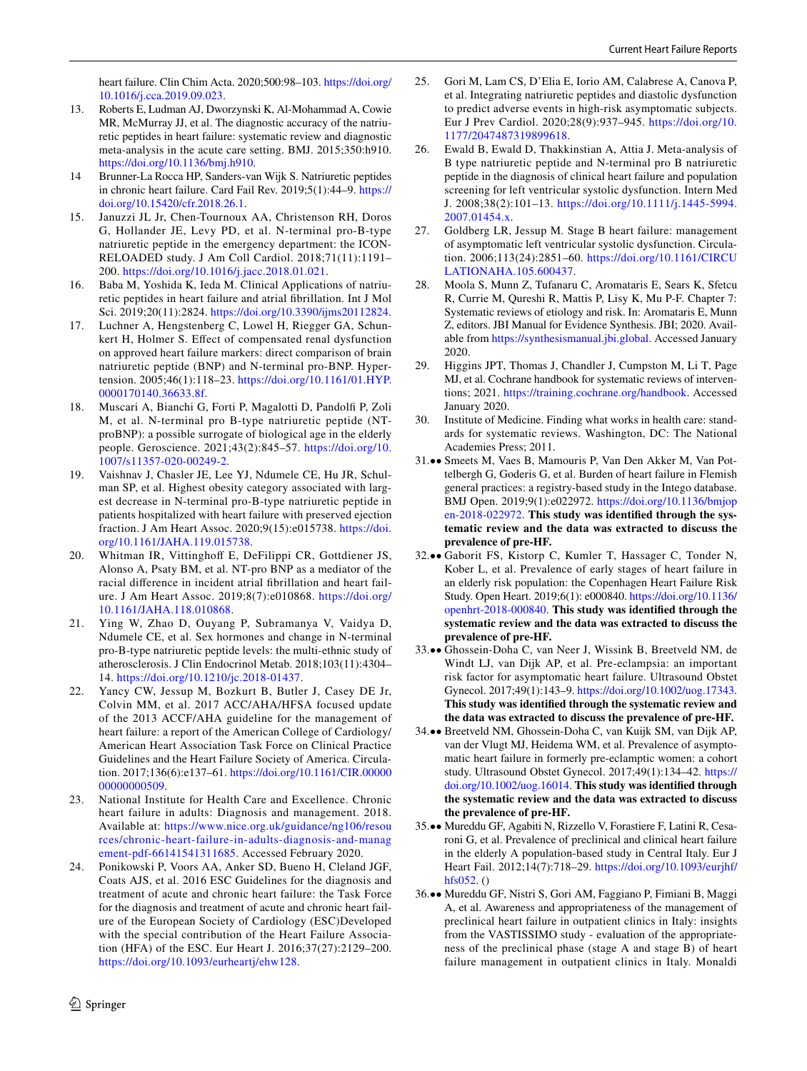heart failure. Clin Chim Acta. 2020;500:98–103. https://doi.org/10.1016/j.cca.2019.09.023.

13. Roberts E, Ludman AJ, Dworzynski K, Al-Mohammad A, Cowie MR, McMurray JJ, et al. The diagnostic accuracy of the natriuretic peptides in heart failure: systematic review and diagnostic meta-analysis in the acute care setting. BMJ. 2015;350:h910. https://doi.org/10.1136/bmj.h910.
14. Brunner-La Rocca HP, Sanders-van Wijk S. Natriuretic peptides in chronic heart failure. Card Fail Rev. 2019;5(1):44–9. https://doi.org/10.15420/cfr.2018.26.1.
15. Januzzi JL Jr, Chen-Tournoux AA, Christenson RH, Doros G, Hollander JE, Levy PD, et al. N-terminal pro-B-type natriuretic peptide in the emergency department: the ICON-RELOADED study. J Am Coll Cardiol. 2018;71(11):1191–200. https://doi.org/10.1016/j.jacc.2018.01.021.
16. Baba M, Yoshida K, Ieda M. Clinical Applications of natriuretic peptides in heart failure and atrial fibrillation. Int J Mol Sci. 2019;20(11):2824. https://doi.org/10.3390/ijms20112824.
17. Luchner A, Hengstenberg C, Lowel H, Riegger GA, Schunkert H, Holmer S. Effect of compensated renal dysfunction on approved heart failure markers: direct comparison of brain natriuretic peptide (BNP) and N-terminal pro-BNP. Hypertension. 2005;46(1):118–23. https://doi.org/10.1161/01.HYP.0000170140.36633.8f.
18. Muscari A, Bianchi G, Forti P, Magalotti D, Pandolfi P, Zoli M, et al. N-terminal pro B-type natriuretic peptide (NT-proBNP): a possible surrogate of biological age in the elderly people. Geroscience. 2021;43(2):845–57. https://doi.org/10.1007/s11357-020-00249-2.
19. Vaishnav J, Chasler JE, Lee YJ, Ndumele CE, Hu JR, Schulman SP, et al. Highest obesity category associated with largest decrease in N-terminal pro-B-type natriuretic peptide in patients hospitalized with heart failure with preserved ejection fraction. J Am Heart Assoc. 2020;9(15):e015738. https://doi.org/10.1161/JAHA.119.015738.
20. Whitman IR, Vittinghoff E, DeFilippi CR, Gottdiener JS, Alonso A, Psaty BM, et al. NT-pro BNP as a mediator of the racial difference in incident atrial fibrillation and heart failure. J Am Heart Assoc. 2019;8(7):e010868. https://doi.org/10.1161/JAHA.118.010868.
21. Ying W, Zhao D, Ouyang P, Subramanya V, Vaidya D, Ndumele CE, et al. Sex hormones and change in N-terminal pro-B-type natriuretic peptide levels: the multi-ethnic study of atherosclerosis. J Clin Endocrinol Metab. 2018;103(11):4304–14. https://doi.org/10.1210/jc.2018-01437.
22. Yancy CW, Jessup M, Bozkurt B, Butler J, Casey DE Jr, Colvin MM, et al. 2017 ACC/AHA/HFSA focused update of the 2013 ACCF/AHA guideline for the management of heart failure: a report of the American College of Cardiology/American Heart Association Task Force on Clinical Practice Guidelines and the Heart Failure Society of America. Circulation. 2017;136(6):e137–61. https://doi.org/10.1161/CIR.0000000000000509.
23. National Institute for Health Care and Excellence. Chronic heart failure in adults: Diagnosis and management. 2018. Available at: https://www.nice.org.uk/guidance/ng106/resources/chronic-heart-failure-in-adults-diagnosis-and-management-pdf-66141541311685. Accessed February 2020.
24. Ponikowski P, Voors AA, Anker SD, Bueno H, Cleland JGF, Coats AJS, et al. 2016 ESC Guidelines for the diagnosis and treatment of acute and chronic heart failure: the Task Force for the diagnosis and treatment of acute and chronic heart failure of the European Society of Cardiology (ESC)Developed with the special contribution of the Heart Failure Association (HFA) of the ESC. Eur Heart J. 2016;37(27):2129–200. https://doi.org/10.1093/eurheartj/ehw128.
25. Gori M, Lam CS, D'Elia E, Iorio AM, Calabrese A, Canova P, et al. Integrating natriuretic peptides and diastolic dysfunction to predict adverse events in high-risk asymptomatic subjects. Eur J Prev Cardiol. 2020;28(9):937–945. https://doi.org/10.1177/2047487319899618.
26. Ewald B, Ewald D, Thakkinstian A, Attia J. Meta-analysis of B type natriuretic peptide and N-terminal pro B natriuretic peptide in the diagnosis of clinical heart failure and population screening for left ventricular systolic dysfunction. Intern Med J. 2008;38(2):101–13. https://doi.org/10.1111/j.1445-5994.2007.01454.x.
27. Goldberg LR, Jessup M. Stage B heart failure: management of asymptomatic left ventricular systolic dysfunction. Circulation. 2006;113(24):2851–60. https://doi.org/10.1161/CIRCULATIONAHA.105.600437.
28. Moola S, Munn Z, Tufanaru C, Aromataris E, Sears K, Sfetcu R, Currie M, Qureshi R, Mattis P, Lisy K, Mu P-F. Chapter 7: Systematic reviews of etiology and risk. In: Aromataris E, Munn Z, editors. JBI Manual for Evidence Synthesis. JBI; 2020. Available from https://synthesismanual.jbi.global. Accessed January 2020.
29. Higgins JPT, Thomas J, Chandler J, Cumpston M, Li T, Page MJ, et al. Cochrane handbook for systematic reviews of interventions; 2021. https://training.cochrane.org/handbook. Accessed January 2020.
30. Institute of Medicine. Finding what works in health care: standards for systematic reviews. Washington, DC: The National Academies Press; 2011.
31. •• Smeets M, Vaes B, Mamouris P, Van Den Akker M, Van Pottelbergh G, Goderis G, et al. Burden of heart failure in Flemish general practices: a registry-based study in the Intego database. BMJ Open. 2019;9(1):e022972. https://doi.org/10.1136/bmjopen-2018-022972. **This study was identified through the systematic review and the data was extracted to discuss the prevalence of pre-HF.**
32. •• Gaborit FS, Kistorp C, Kumler T, Hassager C, Tonder N, Kober L, et al. Prevalence of early stages of heart failure in an elderly risk population: the Copenhagen Heart Failure Risk Study. Open Heart. 2019;6(1): e000840. https://doi.org/10.1136/openhrt-2018-000840. **This study was identified through the systematic review and the data was extracted to discuss the prevalence of pre-HF.**
33. •• Ghossein-Doha C, van Neer J, Wissink B, Breetveld NM, de Windt LJ, van Dijk AP, et al. Pre-eclampsia: an important risk factor for asymptomatic heart failure. Ultrasound Obstet Gynecol. 2017;49(1):143–9. https://doi.org/10.1002/uog.17343. **This study was identified through the systematic review and the data was extracted to discuss the prevalence of pre-HF.**
34. •• Breetveld NM, Ghossein-Doha C, van Kuijk SM, van Dijk AP, van der Vlugt MJ, Heidema WM, et al. Prevalence of asymptomatic heart failure in formerly pre-eclamptic women: a cohort study. Ultrasound Obstet Gynecol. 2017;49(1):134–42. https://doi.org/10.1002/uog.16014. **This study was identified through the systematic review and the data was extracted to discuss the prevalence of pre-HF.**
35. •• Mureddu GF, Agabiti N, Rizzello V, Forastiere F, Latini R, Cesaroni G, et al. Prevalence of preclinical and clinical heart failure in the elderly A population-based study in Central Italy. Eur J Heart Fail. 2012;14(7):718–29. https://doi.org/10.1093/eurjhf/hfs052. ()
36. •• Mureddu GF, Nistri S, Gori AM, Faggiano P, Fimiani B, Maggi A, et al. Awareness and appropriateness of the management of preclinical heart failure in outpatient clinics in Italy: insights from the VASTISSIMO study - evaluation of the appropriateness of the preclinical phase (stage A and stage B) of heart failure management in outpatient clinics in Italy. Monaldi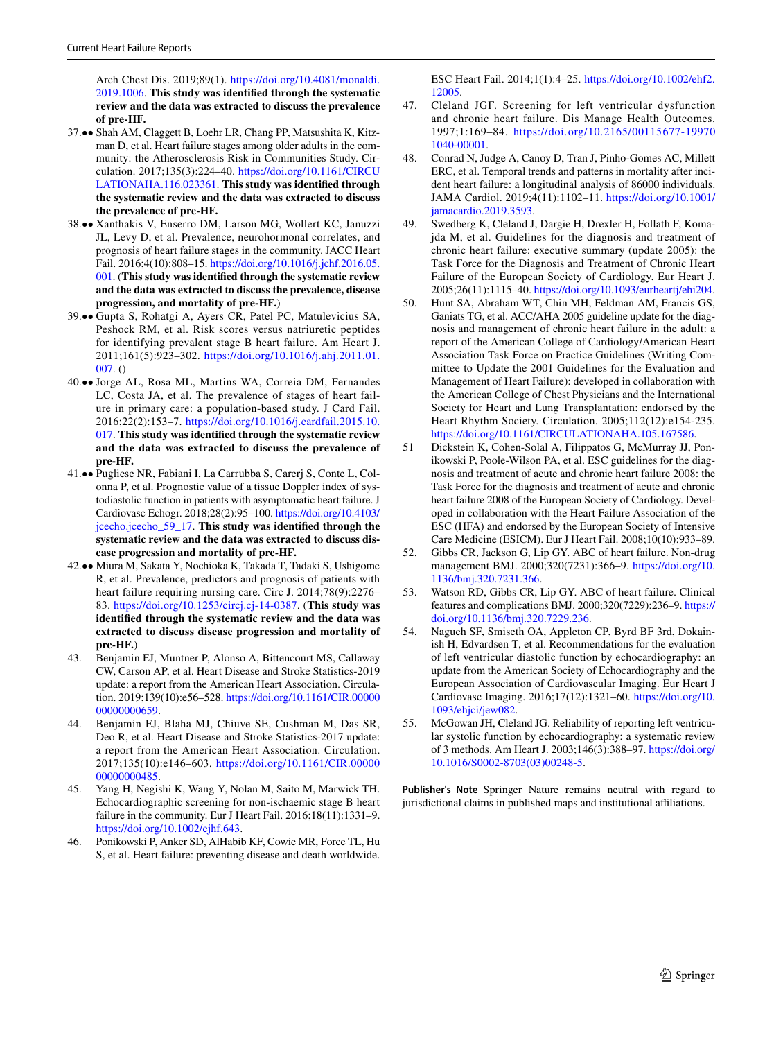Arch Chest Dis. 2019;89(1). https://doi.org/10.4081/monaldi.2019.1006. **This study was identified through the systematic review and the data was extracted to discuss the prevalence of pre-HF.**

37.•• Shah AM, Claggett B, Loehr LR, Chang PP, Matsushita K, Kitzman D, et al. Heart failure stages among older adults in the community: the Atherosclerosis Risk in Communities Study. Circulation. 2017;135(3):224–40. https://doi.org/10.1161/CIRCULATIONAHA.116.023361. **This study was identified through the systematic review and the data was extracted to discuss the prevalence of pre-HF.**

38.•• Xanthakis V, Enserro DM, Larson MG, Wollert KC, Januzzi JL, Levy D, et al. Prevalence, neurohormonal correlates, and prognosis of heart failure stages in the community. JACC Heart Fail. 2016;4(10):808–15. https://doi.org/10.1016/j.jchf.2016.05.001. (**This study was identified through the systematic review and the data was extracted to discuss the prevalence, disease progression, and mortality of pre-HF.**)

39.•• Gupta S, Rohatgi A, Ayers CR, Patel PC, Matulevicius SA, Peshock RM, et al. Risk scores versus natriuretic peptides for identifying prevalent stage B heart failure. Am Heart J. 2011;161(5):923–302. https://doi.org/10.1016/j.ahj.2011.01.007. ()

40.•• Jorge AL, Rosa ML, Martins WA, Correia DM, Fernandes LC, Costa JA, et al. The prevalence of stages of heart failure in primary care: a population-based study. J Card Fail. 2016;22(2):153–7. https://doi.org/10.1016/j.cardfail.2015.10.017. **This study was identified through the systematic review and the data was extracted to discuss the prevalence of pre-HF.**

41.•• Pugliese NR, Fabiani I, La Carrubba S, Carerj S, Conte L, Colonna P, et al. Prognostic value of a tissue Doppler index of systodiastolic function in patients with asymptomatic heart failure. J Cardiovasc Echogr. 2018;28(2):95–100. https://doi.org/10.4103/jcecho.jcecho_59_17. **This study was identified through the systematic review and the data was extracted to discuss disease progression and mortality of pre-HF.**

42.•• Miura M, Sakata Y, Nochioka K, Takada T, Tadaki S, Ushigome R, et al. Prevalence, predictors and prognosis of patients with heart failure requiring nursing care. Circ J. 2014;78(9):2276–83. https://doi.org/10.1253/circj.cj-14-0387. (**This study was identified through the systematic review and the data was extracted to discuss disease progression and mortality of pre-HF.**)

43. Benjamin EJ, Muntner P, Alonso A, Bittencourt MS, Callaway CW, Carson AP, et al. Heart Disease and Stroke Statistics-2019 update: a report from the American Heart Association. Circulation. 2019;139(10):e56–528. https://doi.org/10.1161/CIR.0000000000000659.

44. Benjamin EJ, Blaha MJ, Chiuve SE, Cushman M, Das SR, Deo R, et al. Heart Disease and Stroke Statistics-2017 update: a report from the American Heart Association. Circulation. 2017;135(10):e146–603. https://doi.org/10.1161/CIR.0000000000000485.

45. Yang H, Negishi K, Wang Y, Nolan M, Saito M, Marwick TH. Echocardiographic screening for non-ischaemic stage B heart failure in the community. Eur J Heart Fail. 2016;18(11):1331–9. https://doi.org/10.1002/ejhf.643.

46. Ponikowski P, Anker SD, AlHabib KF, Cowie MR, Force TL, Hu S, et al. Heart failure: preventing disease and death worldwide. ESC Heart Fail. 2014;1(1):4–25. https://doi.org/10.1002/ehf2.12005.

47. Cleland JGF. Screening for left ventricular dysfunction and chronic heart failure. Dis Manage Health Outcomes. 1997;1:169–84. https://doi.org/10.2165/00115677-199701040-00001.

48. Conrad N, Judge A, Canoy D, Tran J, Pinho-Gomes AC, Millett ERC, et al. Temporal trends and patterns in mortality after incident heart failure: a longitudinal analysis of 86000 individuals. JAMA Cardiol. 2019;4(11):1102–11. https://doi.org/10.1001/jamacardio.2019.3593.

49. Swedberg K, Cleland J, Dargie H, Drexler H, Follath F, Komajda M, et al. Guidelines for the diagnosis and treatment of chronic heart failure: executive summary (update 2005): the Task Force for the Diagnosis and Treatment of Chronic Heart Failure of the European Society of Cardiology. Eur Heart J. 2005;26(11):1115–40. https://doi.org/10.1093/eurheartj/ehi204.

50. Hunt SA, Abraham WT, Chin MH, Feldman AM, Francis GS, Ganiats TG, et al. ACC/AHA 2005 guideline update for the diagnosis and management of chronic heart failure in the adult: a report of the American College of Cardiology/American Heart Association Task Force on Practice Guidelines (Writing Committee to Update the 2001 Guidelines for the Evaluation and Management of Heart Failure): developed in collaboration with the American College of Chest Physicians and the International Society for Heart and Lung Transplantation: endorsed by the Heart Rhythm Society. Circulation. 2005;112(12):e154-235. https://doi.org/10.1161/CIRCULATIONAHA.105.167586.

51 Dickstein K, Cohen-Solal A, Filippatos G, McMurray JJ, Ponikowski P, Poole-Wilson PA, et al. ESC guidelines for the diagnosis and treatment of acute and chronic heart failure 2008: the Task Force for the diagnosis and treatment of acute and chronic heart failure 2008 of the European Society of Cardiology. Developed in collaboration with the Heart Failure Association of the ESC (HFA) and endorsed by the European Society of Intensive Care Medicine (ESICM). Eur J Heart Fail. 2008;10(10):933–89.

52. Gibbs CR, Jackson G, Lip GY. ABC of heart failure. Non-drug management BMJ. 2000;320(7231):366–9. https://doi.org/10.1136/bmj.320.7231.366.

53. Watson RD, Gibbs CR, Lip GY. ABC of heart failure. Clinical features and complications BMJ. 2000;320(7229):236–9. https://doi.org/10.1136/bmj.320.7229.236.

54. Nagueh SF, Smiseth OA, Appleton CP, Byrd BF 3rd, Dokainish H, Edvardsen T, et al. Recommendations for the evaluation of left ventricular diastolic function by echocardiography: an update from the American Society of Echocardiography and the European Association of Cardiovascular Imaging. Eur Heart J Cardiovasc Imaging. 2016;17(12):1321–60. https://doi.org/10.1093/ehjci/jew082.

55. McGowan JH, Cleland JG. Reliability of reporting left ventricular systolic function by echocardiography: a systematic review of 3 methods. Am Heart J. 2003;146(3):388–97. https://doi.org/10.1016/S0002-8703(03)00248-5.

**Publisher's Note** Springer Nature remains neutral with regard to jurisdictional claims in published maps and institutional affiliations.